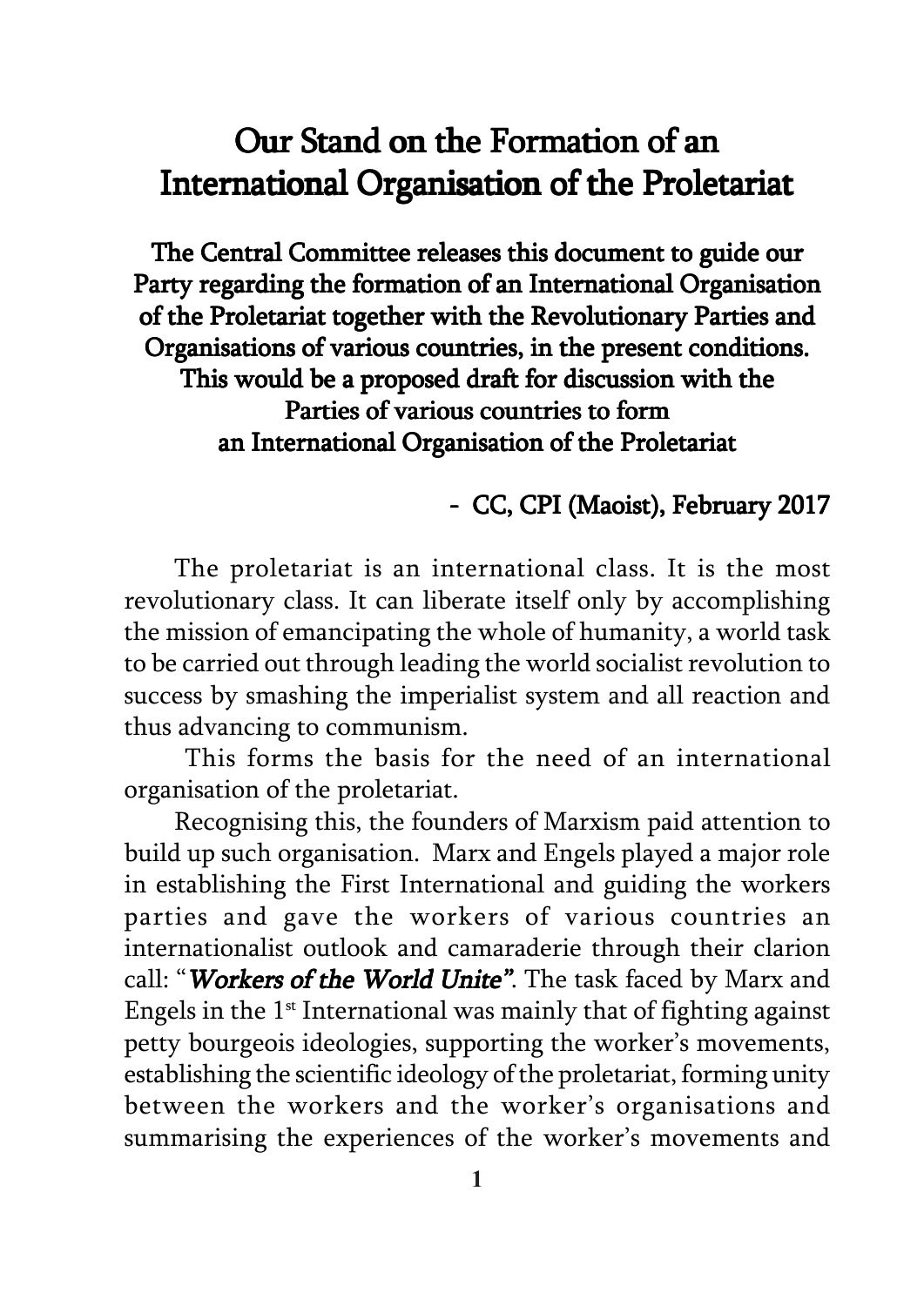# Our Stand on the Formation of an International Organisation of the Proletariat

**The Central Committee releases this document to guide our Party regarding the formation of an International Organisation of the Proletariat together with the Revolutionary Parties and Organisations of various countries, in the present conditions. This would be a proposed draft for discussion with the Parties of various countries to form an International Organisation of the Proletariat**

**- CC, CPI (Maoist), February 2017**

The proletariat is an international class. It is the most revolutionary class. It can liberate itself only by accomplishing the mission of emancipating the whole of humanity, a world task to be carried out through leading the world socialist revolution to success by smashing the imperialist system and all reaction and thus advancing to communism.

This forms the basis for the need of an international organisation of the proletariat.

Recognising this, the founders of Marxism paid attention to build up such organisation. Marx and Engels played a major role in establishing the First International and guiding the workers parties and gave the workers of various countries an internationalist outlook and camaraderie through their clarion call: "***Workers of the World Unite***". The task faced by Marx and Engels in the 1st International was mainly that of fighting against petty bourgeois ideologies, supporting the worker's movements, establishing the scientific ideology of the proletariat, forming unity between the workers and the worker's organisations and summarising the experiences of the worker's movements and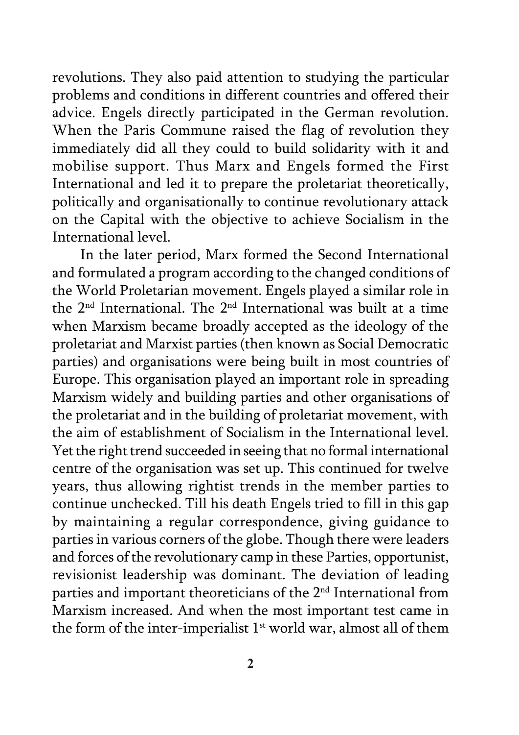revolutions. They also paid attention to studying the particular problems and conditions in different countries and offered their advice. Engels directly participated in the German revolution. When the Paris Commune raised the flag of revolution they immediately did all they could to build solidarity with it and mobilise support. Thus Marx and Engels formed the First International and led it to prepare the proletariat theoretically, politically and organisationally to continue revolutionary attack on the Capital with the objective to achieve Socialism in the International level.

In the later period, Marx formed the Second International and formulated a program according to the changed conditions of the World Proletarian movement. Engels played a similar role in the 2nd International. The 2nd International was built at a time when Marxism became broadly accepted as the ideology of the proletariat and Marxist parties (then known as Social Democratic parties) and organisations were being built in most countries of Europe. This organisation played an important role in spreading Marxism widely and building parties and other organisations of the proletariat and in the building of proletariat movement, with the aim of establishment of Socialism in the International level. Yet the right trend succeeded in seeing that no formal international centre of the organisation was set up. This continued for twelve years, thus allowing rightist trends in the member parties to continue unchecked. Till his death Engels tried to fill in this gap by maintaining a regular correspondence, giving guidance to parties in various corners of the globe. Though there were leaders and forces of the revolutionary camp in these Parties, opportunist, revisionist leadership was dominant. The deviation of leading parties and important theoreticians of the 2nd International from Marxism increased. And when the most important test came in the form of the inter-imperialist 1st world war, almost all of them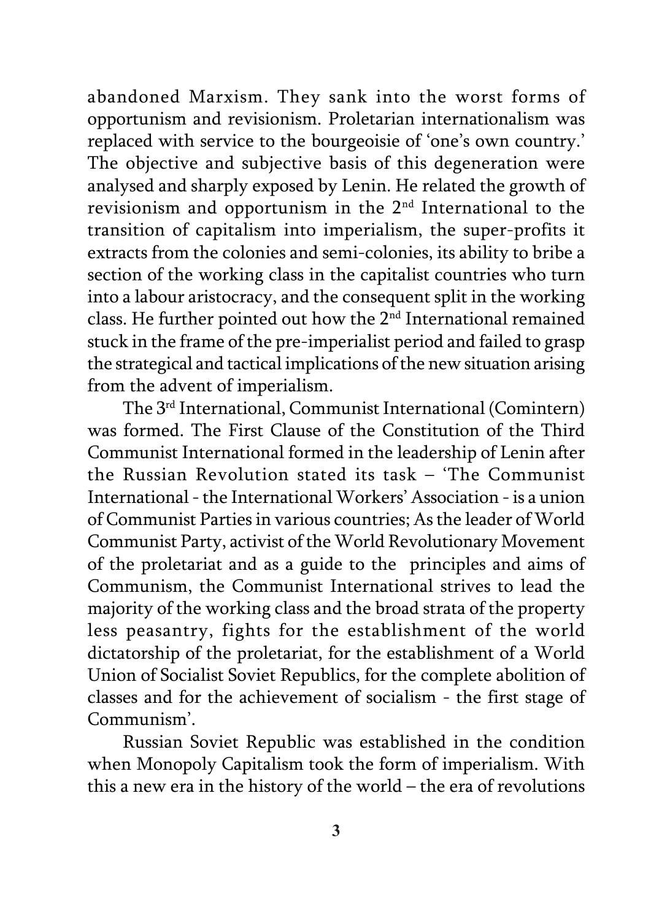abandoned Marxism. They sank into the worst forms of opportunism and revisionism. Proletarian internationalism was replaced with service to the bourgeoisie of 'one's own country.' The objective and subjective basis of this degeneration were analysed and sharply exposed by Lenin. He related the growth of revisionism and opportunism in the 2nd International to the transition of capitalism into imperialism, the super-profits it extracts from the colonies and semi-colonies, its ability to bribe a section of the working class in the capitalist countries who turn into a labour aristocracy, and the consequent split in the working class. He further pointed out how the 2nd International remained stuck in the frame of the pre-imperialist period and failed to grasp the strategical and tactical implications of the new situation arising from the advent of imperialism.

The 3rd International, Communist International (Comintern) was formed. The First Clause of the Constitution of the Third Communist International formed in the leadership of Lenin after the Russian Revolution stated its task – 'The Communist International - the International Workers' Association - is a union of Communist Parties in various countries; As the leader of World Communist Party, activist of the World Revolutionary Movement of the proletariat and as a guide to the principles and aims of Communism, the Communist International strives to lead the majority of the working class and the broad strata of the property less peasantry, fights for the establishment of the world dictatorship of the proletariat, for the establishment of a World Union of Socialist Soviet Republics, for the complete abolition of classes and for the achievement of socialism - the first stage of Communism'.

Russian Soviet Republic was established in the condition when Monopoly Capitalism took the form of imperialism. With this a new era in the history of the world – the era of revolutions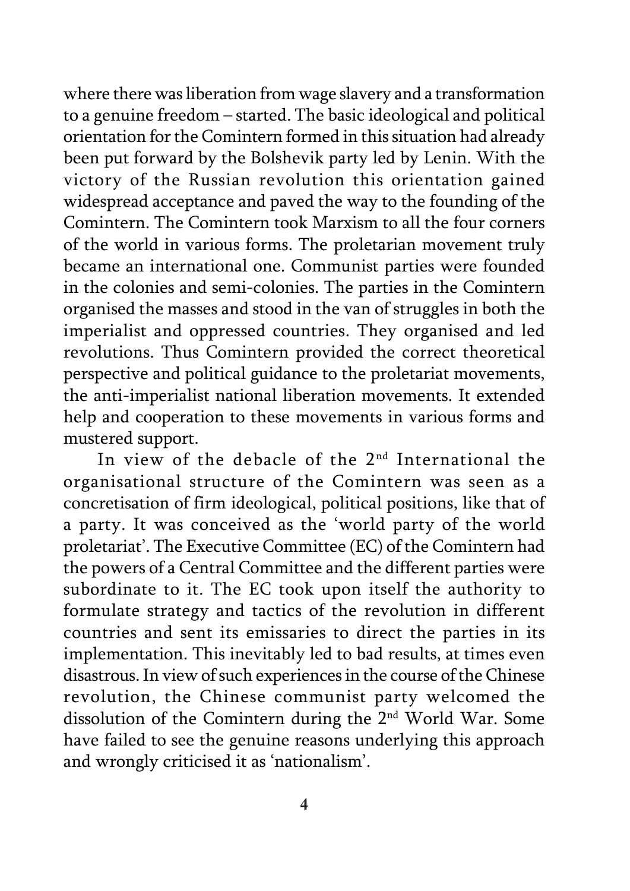where there was liberation from wage slavery and a transformation to a genuine freedom – started. The basic ideological and political orientation for the Comintern formed in this situation had already been put forward by the Bolshevik party led by Lenin. With the victory of the Russian revolution this orientation gained widespread acceptance and paved the way to the founding of the Comintern. The Comintern took Marxism to all the four corners of the world in various forms. The proletarian movement truly became an international one. Communist parties were founded in the colonies and semi-colonies. The parties in the Comintern organised the masses and stood in the van of struggles in both the imperialist and oppressed countries. They organised and led revolutions. Thus Comintern provided the correct theoretical perspective and political guidance to the proletariat movements, the anti-imperialist national liberation movements. It extended help and cooperation to these movements in various forms and mustered support.

In view of the debacle of the 2nd International the organisational structure of the Comintern was seen as a concretisation of firm ideological, political positions, like that of a party. It was conceived as the 'world party of the world proletariat'. The Executive Committee (EC) of the Comintern had the powers of a Central Committee and the different parties were subordinate to it. The EC took upon itself the authority to formulate strategy and tactics of the revolution in different countries and sent its emissaries to direct the parties in its implementation. This inevitably led to bad results, at times even disastrous. In view of such experiences in the course of the Chinese revolution, the Chinese communist party welcomed the dissolution of the Comintern during the 2nd World War. Some have failed to see the genuine reasons underlying this approach and wrongly criticised it as 'nationalism'.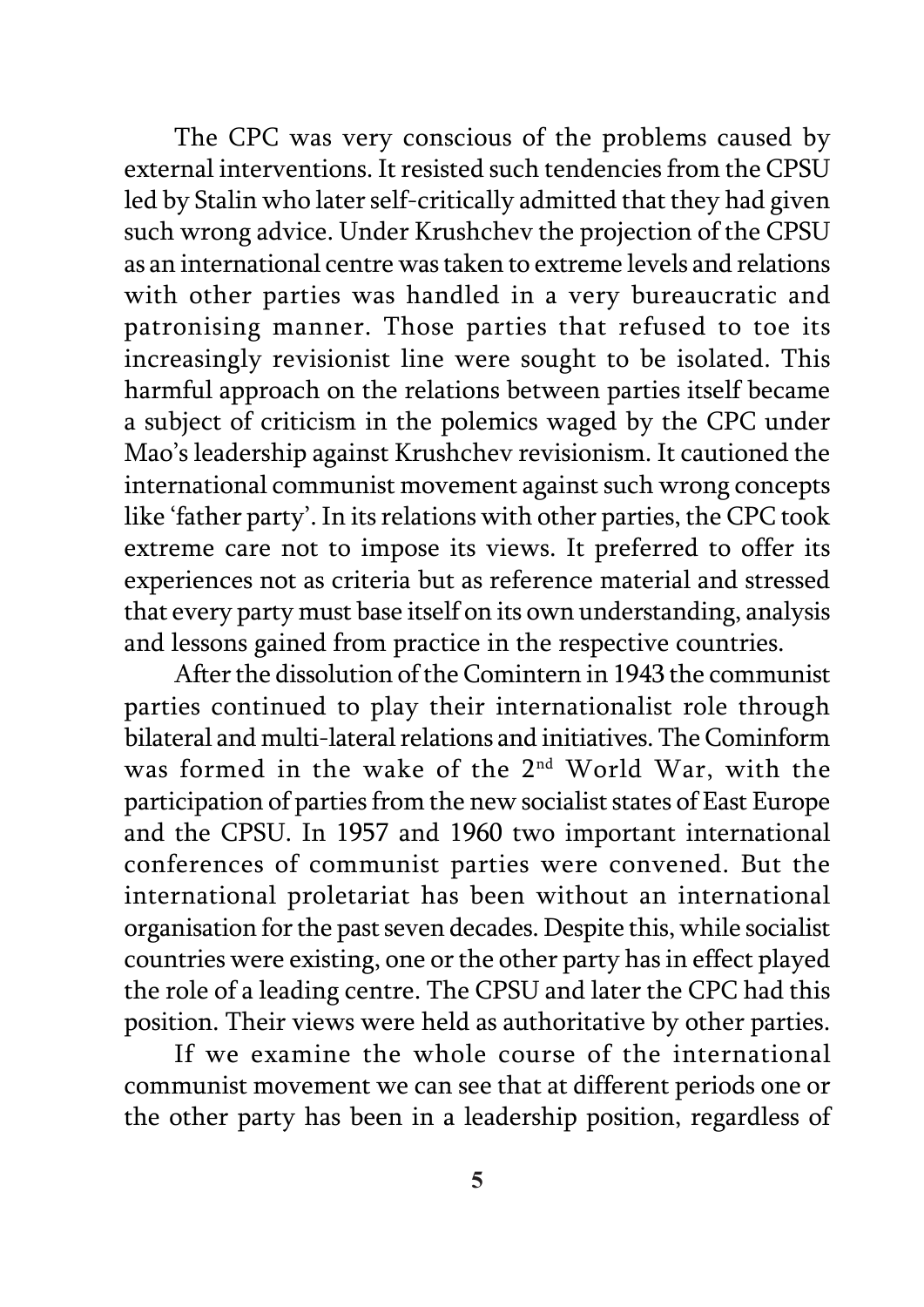The CPC was very conscious of the problems caused by external interventions. It resisted such tendencies from the CPSU led by Stalin who later self-critically admitted that they had given such wrong advice. Under Krushchev the projection of the CPSU as an international centre was taken to extreme levels and relations with other parties was handled in a very bureaucratic and patronising manner. Those parties that refused to toe its increasingly revisionist line were sought to be isolated. This harmful approach on the relations between parties itself became a subject of criticism in the polemics waged by the CPC under Mao's leadership against Krushchev revisionism. It cautioned the international communist movement against such wrong concepts like 'father party'. In its relations with other parties, the CPC took extreme care not to impose its views. It preferred to offer its experiences not as criteria but as reference material and stressed that every party must base itself on its own understanding, analysis and lessons gained from practice in the respective countries.

After the dissolution of the Comintern in 1943 the communist parties continued to play their internationalist role through bilateral and multi-lateral relations and initiatives. The Cominform was formed in the wake of the 2nd World War, with the participation of parties from the new socialist states of East Europe and the CPSU. In 1957 and 1960 two important international conferences of communist parties were convened. But the international proletariat has been without an international organisation for the past seven decades. Despite this, while socialist countries were existing, one or the other party has in effect played the role of a leading centre. The CPSU and later the CPC had this position. Their views were held as authoritative by other parties.

If we examine the whole course of the international communist movement we can see that at different periods one or the other party has been in a leadership position, regardless of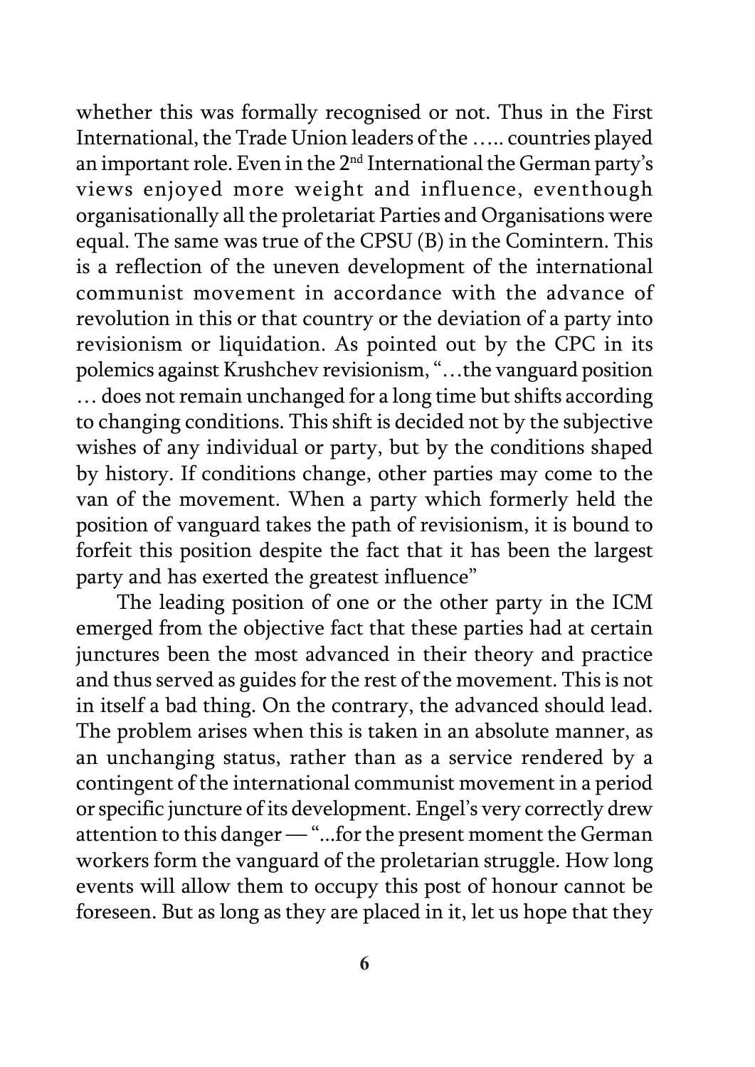whether this was formally recognised or not. Thus in the First International, the Trade Union leaders of the ….. countries played an important role. Even in the 2nd International the German party's views enjoyed more weight and influence, eventhough organisationally all the proletariat Parties and Organisations were equal. The same was true of the CPSU (B) in the Comintern. This is a reflection of the uneven development of the international communist movement in accordance with the advance of revolution in this or that country or the deviation of a party into revisionism or liquidation. As pointed out by the CPC in its polemics against Krushchev revisionism, "…the vanguard position … does not remain unchanged for a long time but shifts according to changing conditions. This shift is decided not by the subjective wishes of any individual or party, but by the conditions shaped by history. If conditions change, other parties may come to the van of the movement. When a party which formerly held the position of vanguard takes the path of revisionism, it is bound to forfeit this position despite the fact that it has been the largest party and has exerted the greatest influence"

The leading position of one or the other party in the ICM emerged from the objective fact that these parties had at certain junctures been the most advanced in their theory and practice and thus served as guides for the rest of the movement. This is not in itself a bad thing. On the contrary, the advanced should lead. The problem arises when this is taken in an absolute manner, as an unchanging status, rather than as a service rendered by a contingent of the international communist movement in a period or specific juncture of its development. Engel's very correctly drew attention to this danger — "...for the present moment the German workers form the vanguard of the proletarian struggle. How long events will allow them to occupy this post of honour cannot be foreseen. But as long as they are placed in it, let us hope that they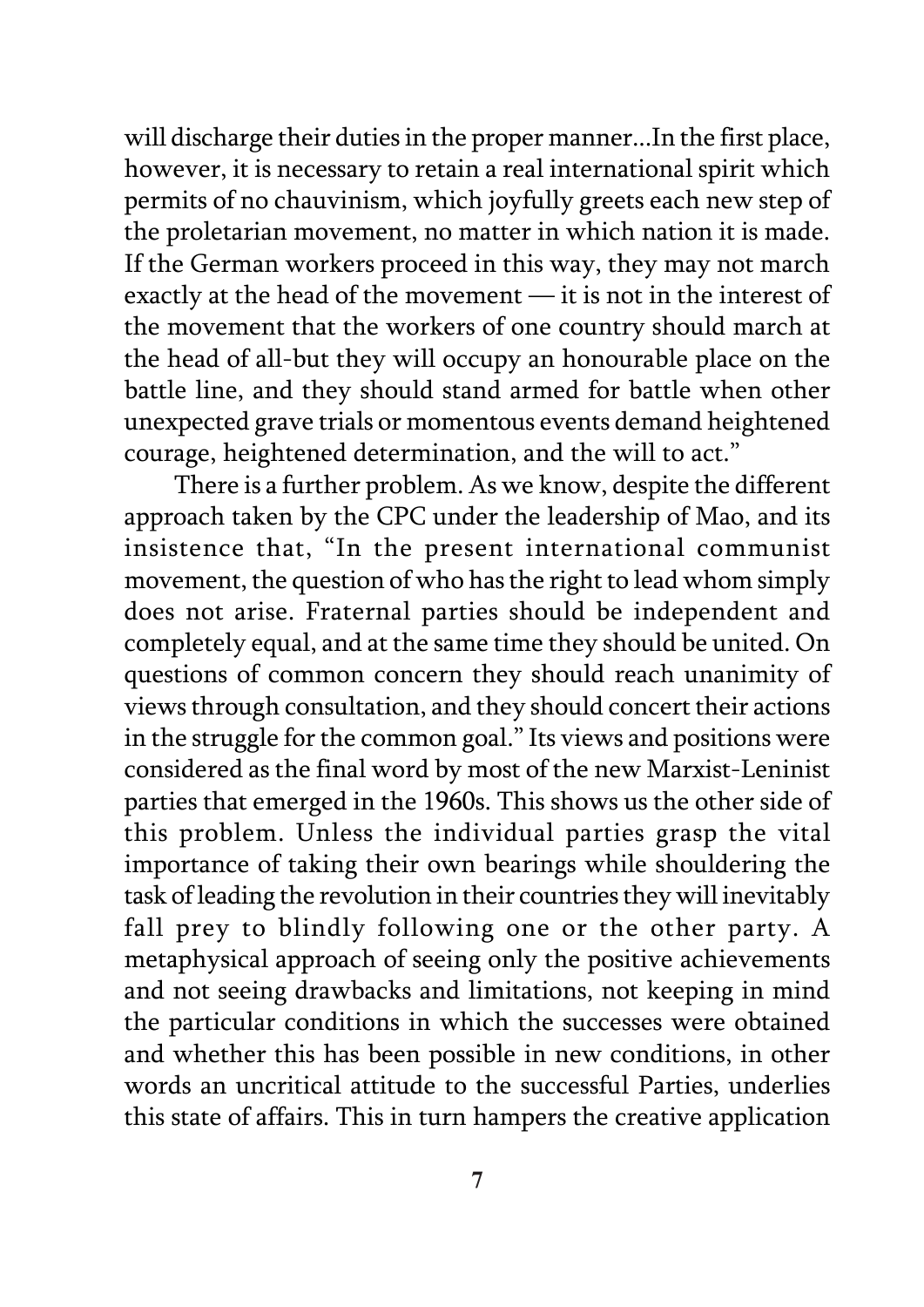will discharge their duties in the proper manner...In the first place, however, it is necessary to retain a real international spirit which permits of no chauvinism, which joyfully greets each new step of the proletarian movement, no matter in which nation it is made. If the German workers proceed in this way, they may not march exactly at the head of the movement — it is not in the interest of the movement that the workers of one country should march at the head of all-but they will occupy an honourable place on the battle line, and they should stand armed for battle when other unexpected grave trials or momentous events demand heightened courage, heightened determination, and the will to act."

There is a further problem. As we know, despite the different approach taken by the CPC under the leadership of Mao, and its insistence that, "In the present international communist movement, the question of who has the right to lead whom simply does not arise. Fraternal parties should be independent and completely equal, and at the same time they should be united. On questions of common concern they should reach unanimity of views through consultation, and they should concert their actions in the struggle for the common goal." Its views and positions were considered as the final word by most of the new Marxist-Leninist parties that emerged in the 1960s. This shows us the other side of this problem. Unless the individual parties grasp the vital importance of taking their own bearings while shouldering the task of leading the revolution in their countries they will inevitably fall prey to blindly following one or the other party. A metaphysical approach of seeing only the positive achievements and not seeing drawbacks and limitations, not keeping in mind the particular conditions in which the successes were obtained and whether this has been possible in new conditions, in other words an uncritical attitude to the successful Parties, underlies this state of affairs. This in turn hampers the creative application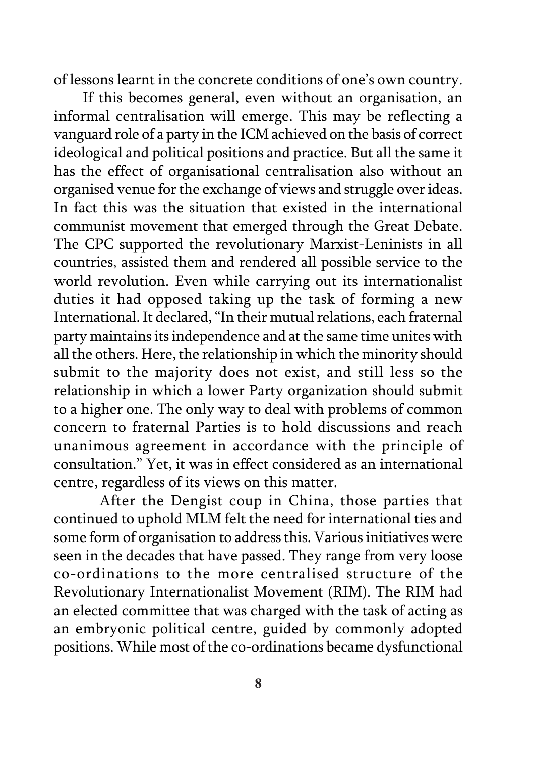of lessons learnt in the concrete conditions of one's own country.

If this becomes general, even without an organisation, an informal centralisation will emerge. This may be reflecting a vanguard role of a party in the ICM achieved on the basis of correct ideological and political positions and practice. But all the same it has the effect of organisational centralisation also without an organised venue for the exchange of views and struggle over ideas. In fact this was the situation that existed in the international communist movement that emerged through the Great Debate. The CPC supported the revolutionary Marxist-Leninists in all countries, assisted them and rendered all possible service to the world revolution. Even while carrying out its internationalist duties it had opposed taking up the task of forming a new International. It declared, "In their mutual relations, each fraternal party maintains its independence and at the same time unites with all the others. Here, the relationship in which the minority should submit to the majority does not exist, and still less so the relationship in which a lower Party organization should submit to a higher one. The only way to deal with problems of common concern to fraternal Parties is to hold discussions and reach unanimous agreement in accordance with the principle of consultation." Yet, it was in effect considered as an international centre, regardless of its views on this matter.

After the Dengist coup in China, those parties that continued to uphold MLM felt the need for international ties and some form of organisation to address this. Various initiatives were seen in the decades that have passed. They range from very loose co-ordinations to the more centralised structure of the Revolutionary Internationalist Movement (RIM). The RIM had an elected committee that was charged with the task of acting as an embryonic political centre, guided by commonly adopted positions. While most of the co-ordinations became dysfunctional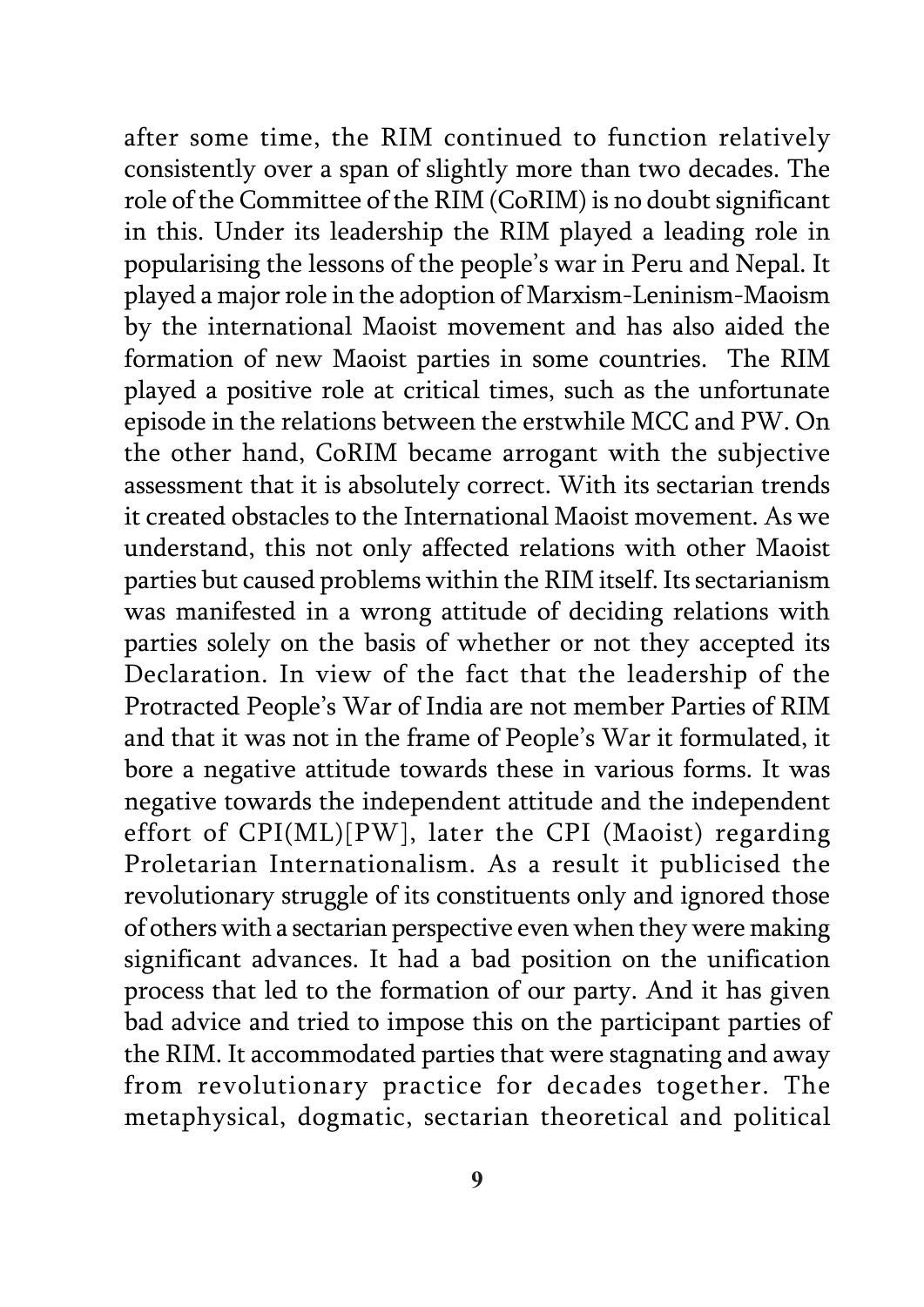after some time, the RIM continued to function relatively consistently over a span of slightly more than two decades. The role of the Committee of the RIM (CoRIM) is no doubt significant in this. Under its leadership the RIM played a leading role in popularising the lessons of the people's war in Peru and Nepal. It played a major role in the adoption of Marxism-Leninism-Maoism by the international Maoist movement and has also aided the formation of new Maoist parties in some countries. The RIM played a positive role at critical times, such as the unfortunate episode in the relations between the erstwhile MCC and PW. On the other hand, CoRIM became arrogant with the subjective assessment that it is absolutely correct. With its sectarian trends it created obstacles to the International Maoist movement. As we understand, this not only affected relations with other Maoist parties but caused problems within the RIM itself. Its sectarianism was manifested in a wrong attitude of deciding relations with parties solely on the basis of whether or not they accepted its Declaration. In view of the fact that the leadership of the Protracted People's War of India are not member Parties of RIM and that it was not in the frame of People's War it formulated, it bore a negative attitude towards these in various forms. It was negative towards the independent attitude and the independent effort of CPI(ML)[PW], later the CPI (Maoist) regarding Proletarian Internationalism. As a result it publicised the revolutionary struggle of its constituents only and ignored those of others with a sectarian perspective even when they were making significant advances. It had a bad position on the unification process that led to the formation of our party. And it has given bad advice and tried to impose this on the participant parties of the RIM. It accommodated parties that were stagnating and away from revolutionary practice for decades together. The metaphysical, dogmatic, sectarian theoretical and political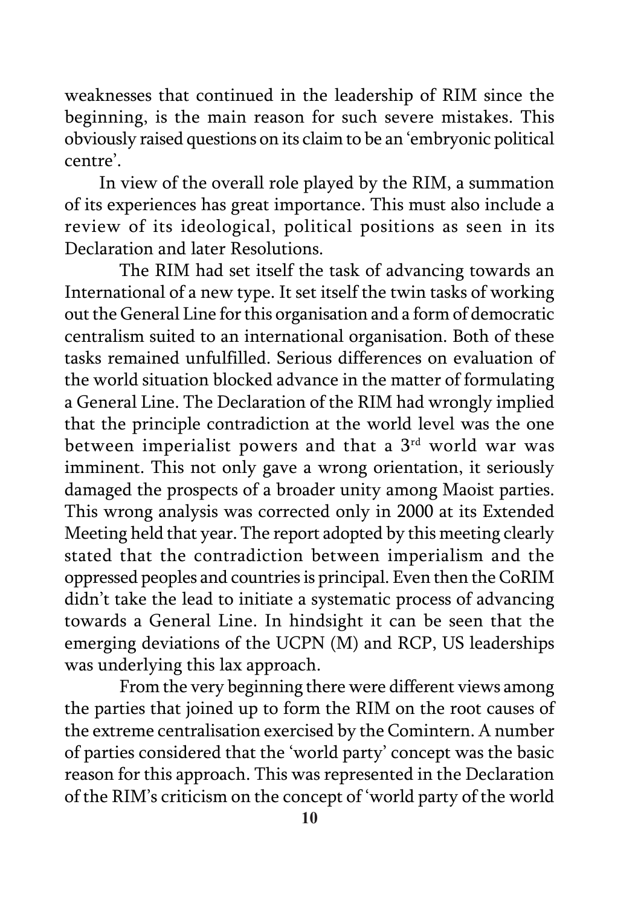weaknesses that continued in the leadership of RIM since the beginning, is the main reason for such severe mistakes. This obviously raised questions on its claim to be an 'embryonic political centre'.

In view of the overall role played by the RIM, a summation of its experiences has great importance. This must also include a review of its ideological, political positions as seen in its Declaration and later Resolutions.

The RIM had set itself the task of advancing towards an International of a new type. It set itself the twin tasks of working out the General Line for this organisation and a form of democratic centralism suited to an international organisation. Both of these tasks remained unfulfilled. Serious differences on evaluation of the world situation blocked advance in the matter of formulating a General Line. The Declaration of the RIM had wrongly implied that the principle contradiction at the world level was the one between imperialist powers and that a 3rd world war was imminent. This not only gave a wrong orientation, it seriously damaged the prospects of a broader unity among Maoist parties. This wrong analysis was corrected only in 2000 at its Extended Meeting held that year. The report adopted by this meeting clearly stated that the contradiction between imperialism and the oppressed peoples and countries is principal. Even then the CoRIM didn't take the lead to initiate a systematic process of advancing towards a General Line. In hindsight it can be seen that the emerging deviations of the UCPN (M) and RCP, US leaderships was underlying this lax approach.

From the very beginning there were different views among the parties that joined up to form the RIM on the root causes of the extreme centralisation exercised by the Comintern. A number of parties considered that the 'world party' concept was the basic reason for this approach. This was represented in the Declaration of the RIM's criticism on the concept of 'world party of the world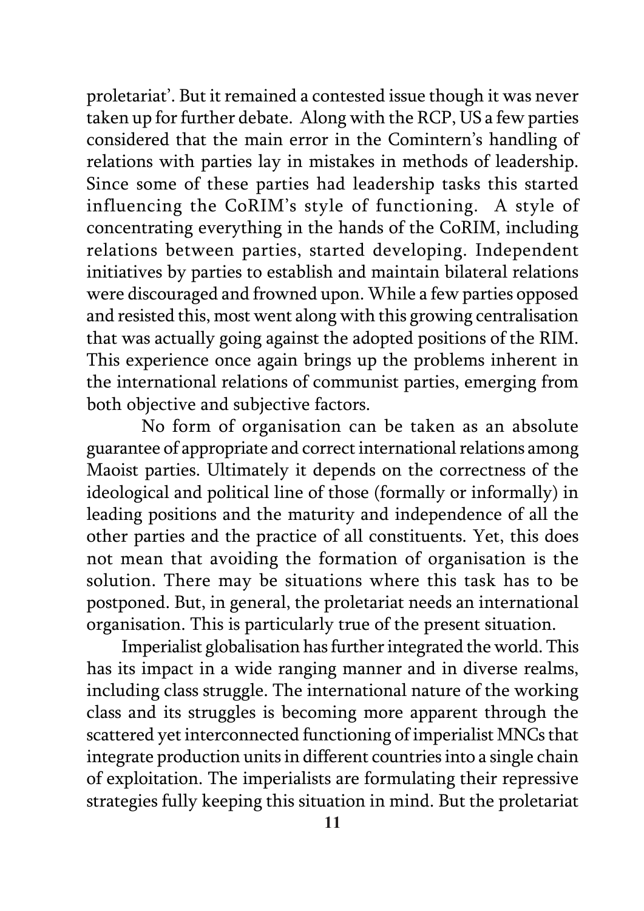proletariat'. But it remained a contested issue though it was never taken up for further debate. Along with the RCP, US a few parties considered that the main error in the Comintern's handling of relations with parties lay in mistakes in methods of leadership. Since some of these parties had leadership tasks this started influencing the CoRIM's style of functioning. A style of concentrating everything in the hands of the CoRIM, including relations between parties, started developing. Independent initiatives by parties to establish and maintain bilateral relations were discouraged and frowned upon. While a few parties opposed and resisted this, most went along with this growing centralisation that was actually going against the adopted positions of the RIM. This experience once again brings up the problems inherent in the international relations of communist parties, emerging from both objective and subjective factors.

No form of organisation can be taken as an absolute guarantee of appropriate and correct international relations among Maoist parties. Ultimately it depends on the correctness of the ideological and political line of those (formally or informally) in leading positions and the maturity and independence of all the other parties and the practice of all constituents. Yet, this does not mean that avoiding the formation of organisation is the solution. There may be situations where this task has to be postponed. But, in general, the proletariat needs an international organisation. This is particularly true of the present situation.

Imperialist globalisation has further integrated the world. This has its impact in a wide ranging manner and in diverse realms, including class struggle. The international nature of the working class and its struggles is becoming more apparent through the scattered yet interconnected functioning of imperialist MNCs that integrate production units in different countries into a single chain of exploitation. The imperialists are formulating their repressive strategies fully keeping this situation in mind. But the proletariat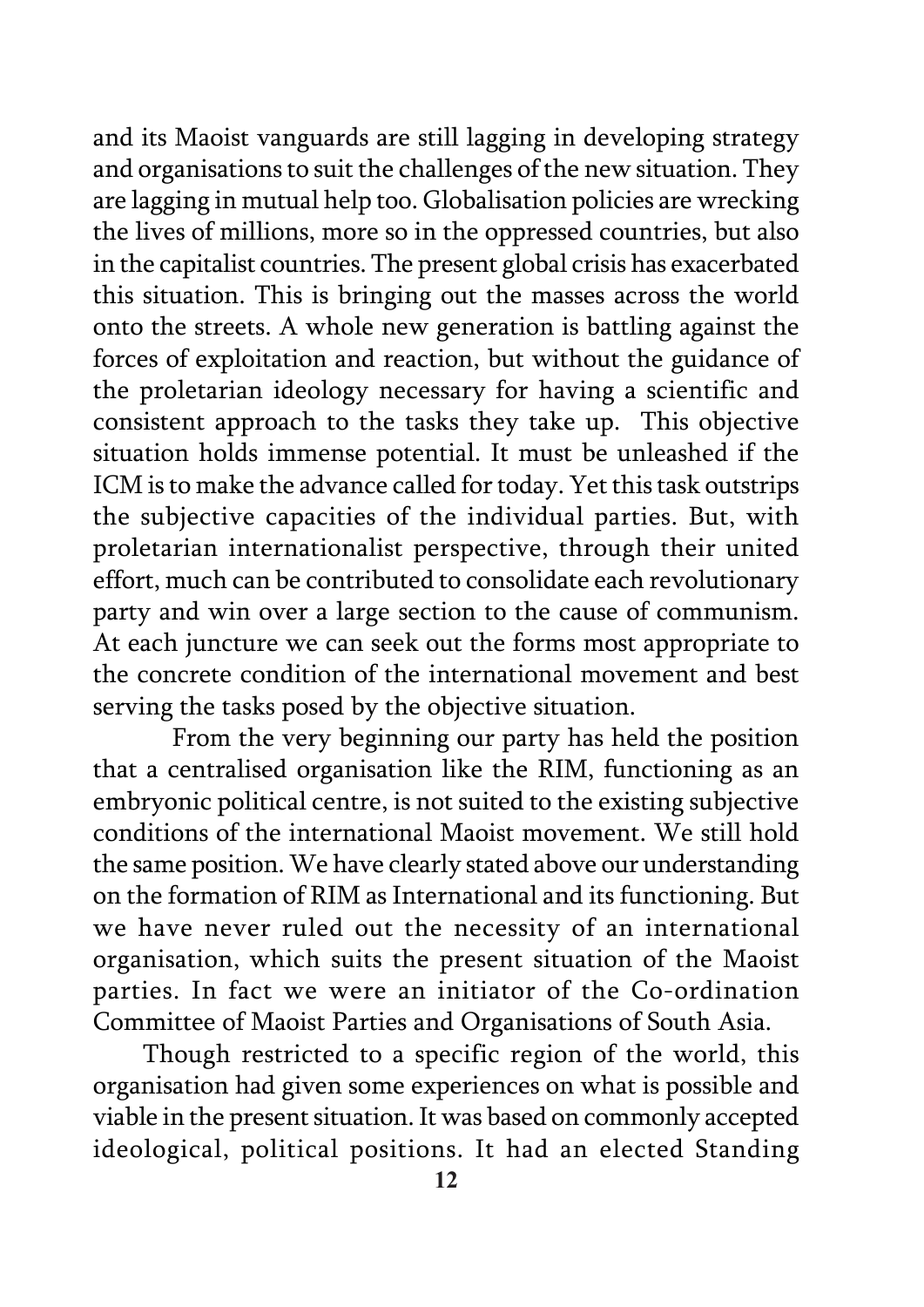and its Maoist vanguards are still lagging in developing strategy and organisations to suit the challenges of the new situation. They are lagging in mutual help too. Globalisation policies are wrecking the lives of millions, more so in the oppressed countries, but also in the capitalist countries. The present global crisis has exacerbated this situation. This is bringing out the masses across the world onto the streets. A whole new generation is battling against the forces of exploitation and reaction, but without the guidance of the proletarian ideology necessary for having a scientific and consistent approach to the tasks they take up. This objective situation holds immense potential. It must be unleashed if the ICM is to make the advance called for today. Yet this task outstrips the subjective capacities of the individual parties. But, with proletarian internationalist perspective, through their united effort, much can be contributed to consolidate each revolutionary party and win over a large section to the cause of communism. At each juncture we can seek out the forms most appropriate to the concrete condition of the international movement and best serving the tasks posed by the objective situation.

From the very beginning our party has held the position that a centralised organisation like the RIM, functioning as an embryonic political centre, is not suited to the existing subjective conditions of the international Maoist movement. We still hold the same position. We have clearly stated above our understanding on the formation of RIM as International and its functioning. But we have never ruled out the necessity of an international organisation, which suits the present situation of the Maoist parties. In fact we were an initiator of the Co-ordination Committee of Maoist Parties and Organisations of South Asia.

Though restricted to a specific region of the world, this organisation had given some experiences on what is possible and viable in the present situation. It was based on commonly accepted ideological, political positions. It had an elected Standing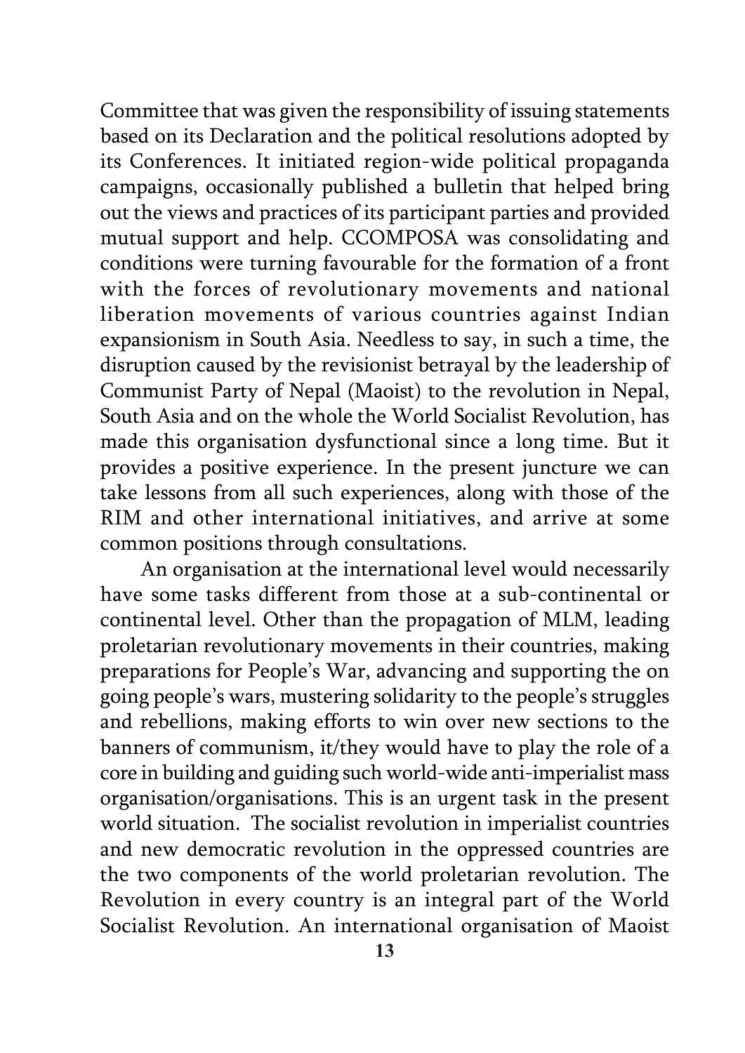Committee that was given the responsibility of issuing statements based on its Declaration and the political resolutions adopted by its Conferences. It initiated region-wide political propaganda campaigns, occasionally published a bulletin that helped bring out the views and practices of its participant parties and provided mutual support and help. CCOMPOSA was consolidating and conditions were turning favourable for the formation of a front with the forces of revolutionary movements and national liberation movements of various countries against Indian expansionism in South Asia. Needless to say, in such a time, the disruption caused by the revisionist betrayal by the leadership of Communist Party of Nepal (Maoist) to the revolution in Nepal, South Asia and on the whole the World Socialist Revolution, has made this organisation dysfunctional since a long time. But it provides a positive experience. In the present juncture we can take lessons from all such experiences, along with those of the RIM and other international initiatives, and arrive at some common positions through consultations.

An organisation at the international level would necessarily have some tasks different from those at a sub-continental or continental level. Other than the propagation of MLM, leading proletarian revolutionary movements in their countries, making preparations for People's War, advancing and supporting the on going people's wars, mustering solidarity to the people's struggles and rebellions, making efforts to win over new sections to the banners of communism, it/they would have to play the role of a core in building and guiding such world-wide anti-imperialist mass organisation/organisations. This is an urgent task in the present world situation. The socialist revolution in imperialist countries and new democratic revolution in the oppressed countries are the two components of the world proletarian revolution. The Revolution in every country is an integral part of the World Socialist Revolution. An international organisation of Maoist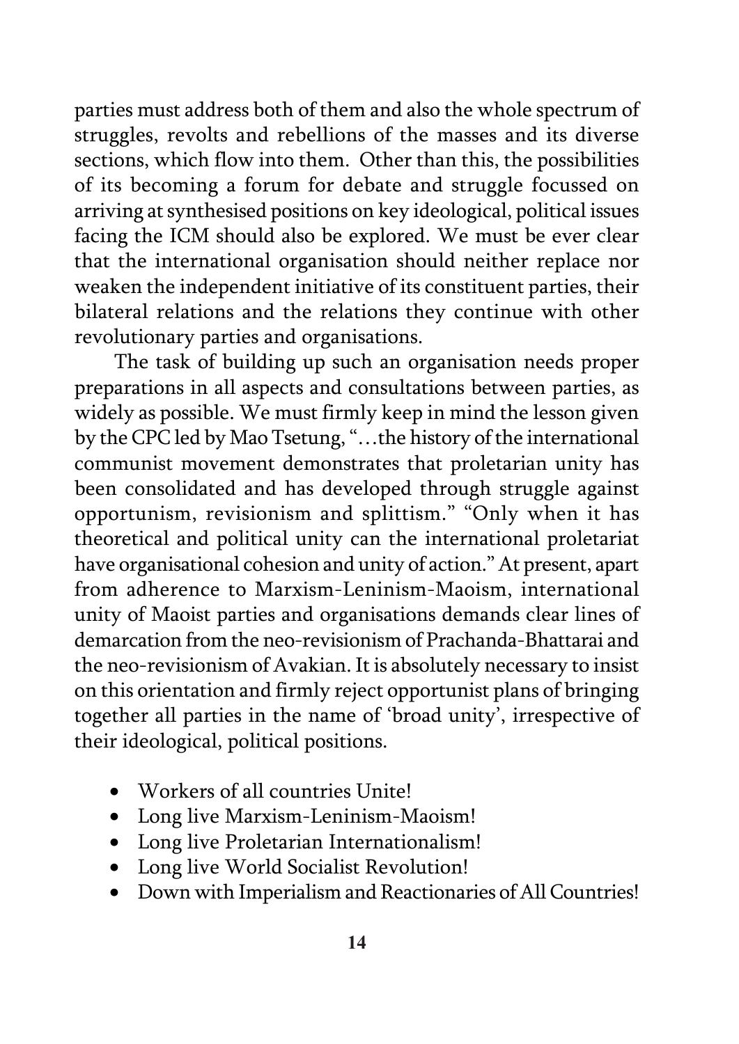parties must address both of them and also the whole spectrum of struggles, revolts and rebellions of the masses and its diverse sections, which flow into them. Other than this, the possibilities of its becoming a forum for debate and struggle focussed on arriving at synthesised positions on key ideological, political issues facing the ICM should also be explored. We must be ever clear that the international organisation should neither replace nor weaken the independent initiative of its constituent parties, their bilateral relations and the relations they continue with other revolutionary parties and organisations.

The task of building up such an organisation needs proper preparations in all aspects and consultations between parties, as widely as possible. We must firmly keep in mind the lesson given by the CPC led by Mao Tsetung, "…the history of the international communist movement demonstrates that proletarian unity has been consolidated and has developed through struggle against opportunism, revisionism and splittism." "Only when it has theoretical and political unity can the international proletariat have organisational cohesion and unity of action." At present, apart from adherence to Marxism-Leninism-Maoism, international unity of Maoist parties and organisations demands clear lines of demarcation from the neo-revisionism of Prachanda-Bhattarai and the neo-revisionism of Avakian. It is absolutely necessary to insist on this orientation and firmly reject opportunist plans of bringing together all parties in the name of 'broad unity', irrespective of their ideological, political positions.

- Workers of all countries Unite!
- Long live Marxism-Leninism-Maoism!
- Long live Proletarian Internationalism!
- Long live World Socialist Revolution!
- Down with Imperialism and Reactionaries of All Countries!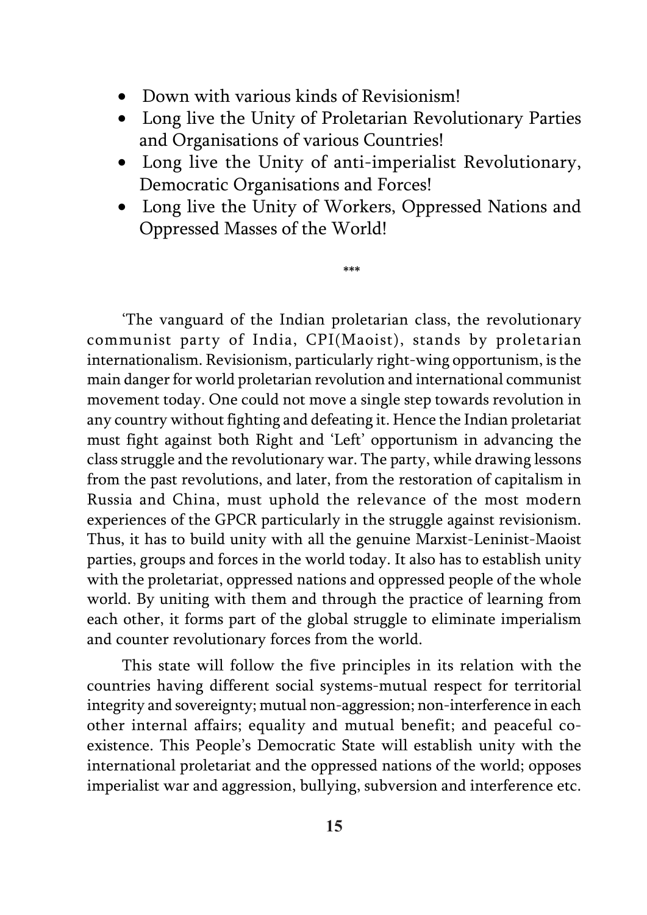- Down with various kinds of Revisionism!
- Long live the Unity of Proletarian Revolutionary Parties and Organisations of various Countries!
- Long live the Unity of anti-imperialist Revolutionary, Democratic Organisations and Forces!
- Long live the Unity of Workers, Oppressed Nations and Oppressed Masses of the World!

***

'The vanguard of the Indian proletarian class, the revolutionary communist party of India, CPI(Maoist), stands by proletarian internationalism. Revisionism, particularly right-wing opportunism, is the main danger for world proletarian revolution and international communist movement today. One could not move a single step towards revolution in any country without fighting and defeating it. Hence the Indian proletariat must fight against both Right and 'Left' opportunism in advancing the class struggle and the revolutionary war. The party, while drawing lessons from the past revolutions, and later, from the restoration of capitalism in Russia and China, must uphold the relevance of the most modern experiences of the GPCR particularly in the struggle against revisionism. Thus, it has to build unity with all the genuine Marxist-Leninist-Maoist parties, groups and forces in the world today. It also has to establish unity with the proletariat, oppressed nations and oppressed people of the whole world. By uniting with them and through the practice of learning from each other, it forms part of the global struggle to eliminate imperialism and counter revolutionary forces from the world.

This state will follow the five principles in its relation with the countries having different social systems-mutual respect for territorial integrity and sovereignty; mutual non-aggression; non-interference in each other internal affairs; equality and mutual benefit; and peaceful co-existence. This People's Democratic State will establish unity with the international proletariat and the oppressed nations of the world; opposes imperialist war and aggression, bullying, subversion and interference etc.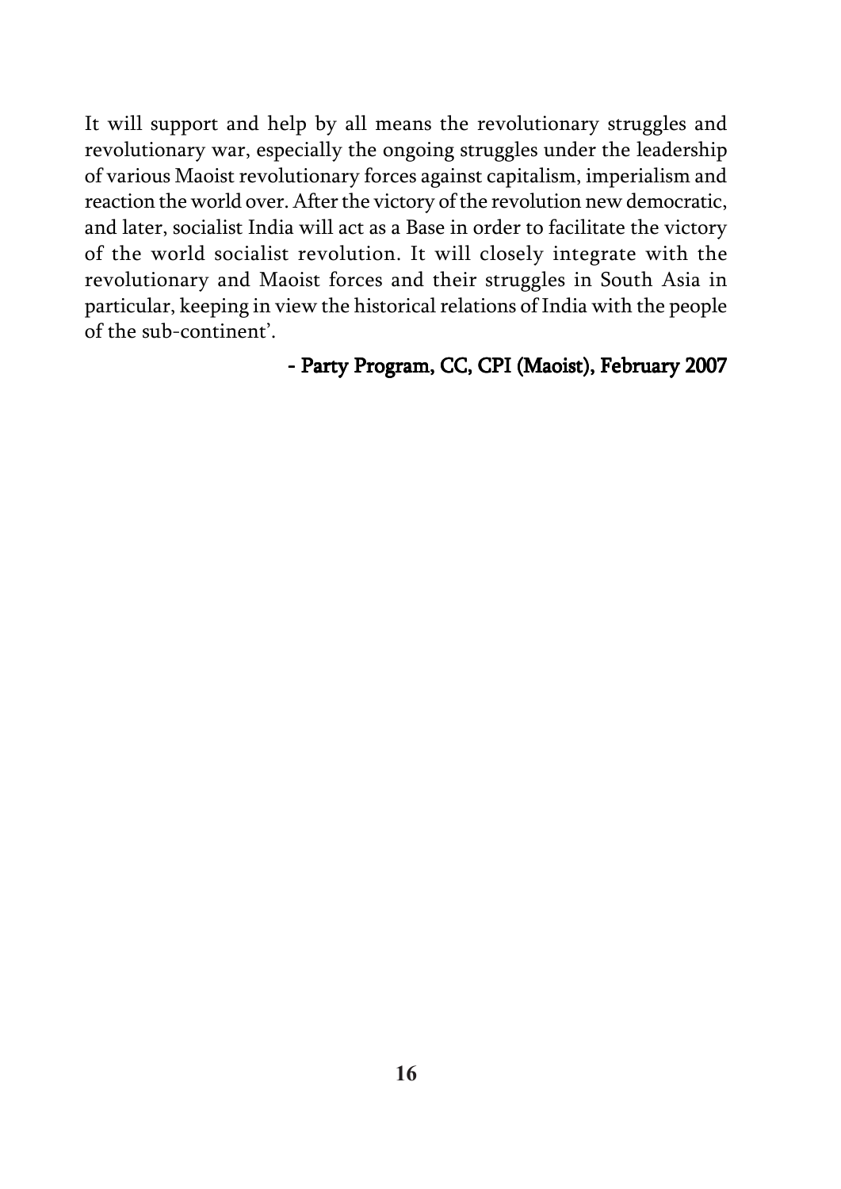It will support and help by all means the revolutionary struggles and revolutionary war, especially the ongoing struggles under the leadership of various Maoist revolutionary forces against capitalism, imperialism and reaction the world over. After the victory of the revolution new democratic, and later, socialist India will act as a Base in order to facilitate the victory of the world socialist revolution. It will closely integrate with the revolutionary and Maoist forces and their struggles in South Asia in particular, keeping in view the historical relations of India with the people of the sub-continent'.

**- Party Program, CC, CPI (Maoist), February 2007**